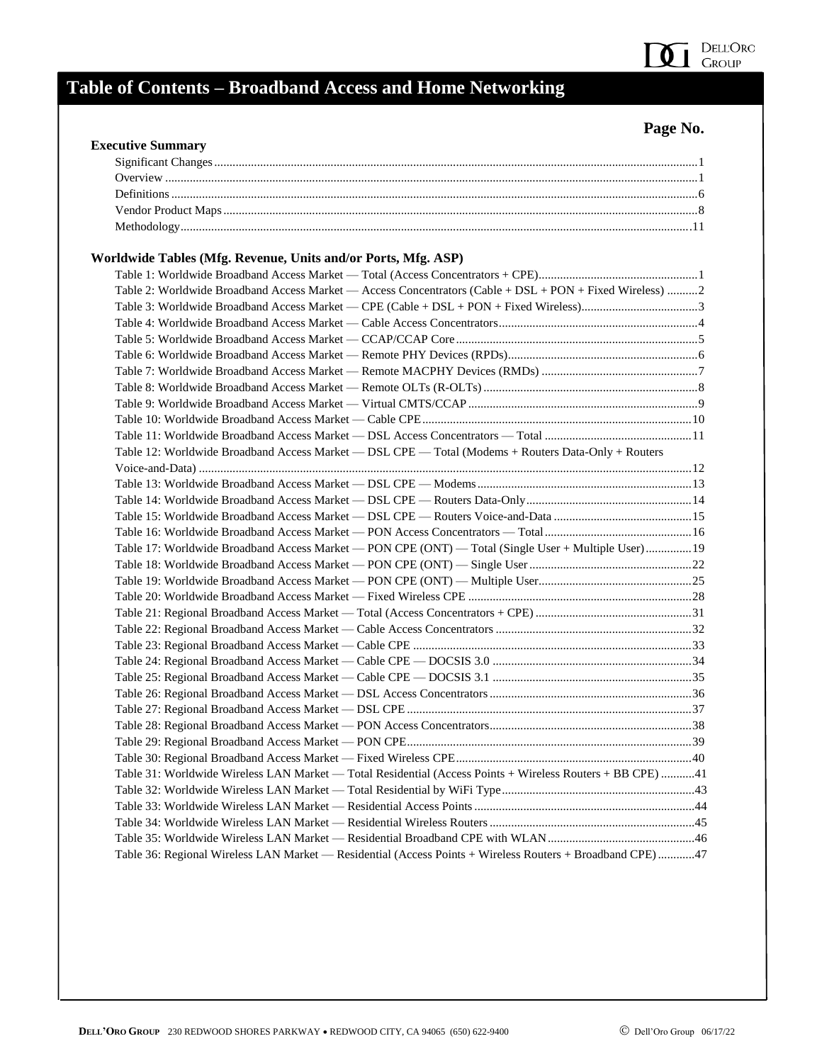# Table of Contents – Broadband Access and Home Networking

**Page No.**

**Executive Summary**

- Significant Changes ... 1
- Overview ... 1
- Definitions ... 6
- Vendor Product Maps ... 8
- Methodology ... 11

**Worldwide Tables (Mfg. Revenue, Units and/or Ports, Mfg. ASP)**

- Table 1: Worldwide Broadband Access Market — Total (Access Concentrators + CPE) ... 1
- Table 2: Worldwide Broadband Access Market — Access Concentrators (Cable + DSL + PON + Fixed Wireless) ... 2
- Table 3: Worldwide Broadband Access Market — CPE (Cable + DSL + PON + Fixed Wireless) ... 3
- Table 4: Worldwide Broadband Access Market — Cable Access Concentrators ... 4
- Table 5: Worldwide Broadband Access Market — CCAP/CCAP Core ... 5
- Table 6: Worldwide Broadband Access Market — Remote PHY Devices (RPDs) ... 6
- Table 7: Worldwide Broadband Access Market — Remote MACPHY Devices (RMDs) ... 7
- Table 8: Worldwide Broadband Access Market — Remote OLTs (R-OLTs) ... 8
- Table 9: Worldwide Broadband Access Market — Virtual CMTS/CCAP ... 9
- Table 10: Worldwide Broadband Access Market — Cable CPE ... 10
- Table 11: Worldwide Broadband Access Market — DSL Access Concentrators — Total ... 11
- Table 12: Worldwide Broadband Access Market — DSL CPE — Total (Modems + Routers Data-Only + Routers Voice-and-Data) ... 12
- Table 13: Worldwide Broadband Access Market — DSL CPE — Modems ... 13
- Table 14: Worldwide Broadband Access Market — DSL CPE — Routers Data-Only ... 14
- Table 15: Worldwide Broadband Access Market — DSL CPE — Routers Voice-and-Data ... 15
- Table 16: Worldwide Broadband Access Market — PON Access Concentrators — Total ... 16
- Table 17: Worldwide Broadband Access Market — PON CPE (ONT) — Total (Single User + Multiple User) ... 19
- Table 18: Worldwide Broadband Access Market — PON CPE (ONT) — Single User ... 22
- Table 19: Worldwide Broadband Access Market — PON CPE (ONT) — Multiple User ... 25
- Table 20: Worldwide Broadband Access Market — Fixed Wireless CPE ... 28
- Table 21: Regional Broadband Access Market — Total (Access Concentrators + CPE) ... 31
- Table 22: Regional Broadband Access Market — Cable Access Concentrators ... 32
- Table 23: Regional Broadband Access Market — Cable CPE ... 33
- Table 24: Regional Broadband Access Market — Cable CPE — DOCSIS 3.0 ... 34
- Table 25: Regional Broadband Access Market — Cable CPE — DOCSIS 3.1 ... 35
- Table 26: Regional Broadband Access Market — DSL Access Concentrators ... 36
- Table 27: Regional Broadband Access Market — DSL CPE ... 37
- Table 28: Regional Broadband Access Market — PON Access Concentrators ... 38
- Table 29: Regional Broadband Access Market — PON CPE ... 39
- Table 30: Regional Broadband Access Market — Fixed Wireless CPE ... 40
- Table 31: Worldwide Wireless LAN Market — Total Residential (Access Points + Wireless Routers + BB CPE) ... 41
- Table 32: Worldwide Wireless LAN Market — Total Residential by WiFi Type ... 43
- Table 33: Worldwide Wireless LAN Market — Residential Access Points ... 44
- Table 34: Worldwide Wireless LAN Market — Residential Wireless Routers ... 45
- Table 35: Worldwide Wireless LAN Market — Residential Broadband CPE with WLAN ... 46
- Table 36: Regional Wireless LAN Market — Residential (Access Points + Wireless Routers + Broadband CPE) ... 47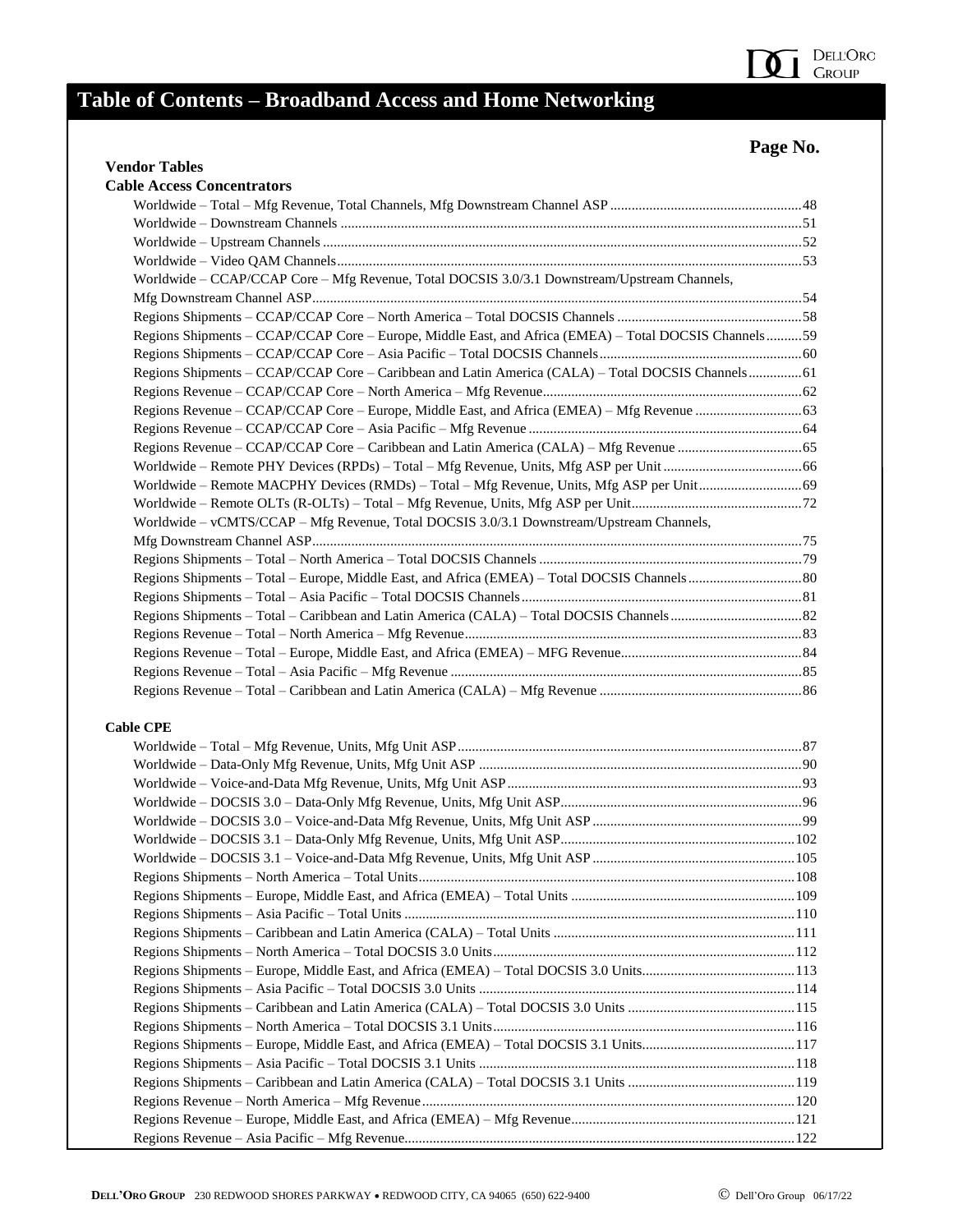# Table of Contents – Broadband Access and Home Networking

**Page No.**

**Vendor Tables**

**Cable Access Concentrators**

| Entry | Page No. |
|---|---|
| Worldwide – Total – Mfg Revenue, Total Channels, Mfg Downstream Channel ASP | 48 |
| Worldwide – Downstream Channels | 51 |
| Worldwide – Upstream Channels | 52 |
| Worldwide – Video QAM Channels | 53 |
| Worldwide – CCAP/CCAP Core – Mfg Revenue, Total DOCSIS 3.0/3.1 Downstream/Upstream Channels, Mfg Downstream Channel ASP | 54 |
| Regions Shipments – CCAP/CCAP Core – North America – Total DOCSIS Channels | 58 |
| Regions Shipments – CCAP/CCAP Core – Europe, Middle East, and Africa (EMEA) – Total DOCSIS Channels | 59 |
| Regions Shipments – CCAP/CCAP Core – Asia Pacific – Total DOCSIS Channels | 60 |
| Regions Shipments – CCAP/CCAP Core – Caribbean and Latin America (CALA) – Total DOCSIS Channels | 61 |
| Regions Revenue – CCAP/CCAP Core – North America – Mfg Revenue | 62 |
| Regions Revenue – CCAP/CCAP Core – Europe, Middle East, and Africa (EMEA) – Mfg Revenue | 63 |
| Regions Revenue – CCAP/CCAP Core – Asia Pacific – Mfg Revenue | 64 |
| Regions Revenue – CCAP/CCAP Core – Caribbean and Latin America (CALA) – Mfg Revenue | 65 |
| Worldwide – Remote PHY Devices (RPDs) – Total – Mfg Revenue, Units, Mfg ASP per Unit | 66 |
| Worldwide – Remote MACPHY Devices (RMDs) – Total – Mfg Revenue, Units, Mfg ASP per Unit | 69 |
| Worldwide – Remote OLTs (R-OLTs) – Total – Mfg Revenue, Units, Mfg ASP per Unit | 72 |
| Worldwide – vCMTS/CCAP – Mfg Revenue, Total DOCSIS 3.0/3.1 Downstream/Upstream Channels, Mfg Downstream Channel ASP | 75 |
| Regions Shipments – Total – North America – Total DOCSIS Channels | 79 |
| Regions Shipments – Total – Europe, Middle East, and Africa (EMEA) – Total DOCSIS Channels | 80 |
| Regions Shipments – Total – Asia Pacific – Total DOCSIS Channels | 81 |
| Regions Shipments – Total – Caribbean and Latin America (CALA) – Total DOCSIS Channels | 82 |
| Regions Revenue – Total – North America – Mfg Revenue | 83 |
| Regions Revenue – Total – Europe, Middle East, and Africa (EMEA) – MFG Revenue | 84 |
| Regions Revenue – Total – Asia Pacific – Mfg Revenue | 85 |
| Regions Revenue – Total – Caribbean and Latin America (CALA) – Mfg Revenue | 86 |

**Cable CPE**

| Entry | Page No. |
|---|---|
| Worldwide – Total – Mfg Revenue, Units, Mfg Unit ASP | 87 |
| Worldwide – Data-Only Mfg Revenue, Units, Mfg Unit ASP | 90 |
| Worldwide – Voice-and-Data Mfg Revenue, Units, Mfg Unit ASP | 93 |
| Worldwide – DOCSIS 3.0 – Data-Only Mfg Revenue, Units, Mfg Unit ASP | 96 |
| Worldwide – DOCSIS 3.0 – Voice-and-Data Mfg Revenue, Units, Mfg Unit ASP | 99 |
| Worldwide – DOCSIS 3.1 – Data-Only Mfg Revenue, Units, Mfg Unit ASP | 102 |
| Worldwide – DOCSIS 3.1 – Voice-and-Data Mfg Revenue, Units, Mfg Unit ASP | 105 |
| Regions Shipments – North America – Total Units | 108 |
| Regions Shipments – Europe, Middle East, and Africa (EMEA) – Total Units | 109 |
| Regions Shipments – Asia Pacific – Total Units | 110 |
| Regions Shipments – Caribbean and Latin America (CALA) – Total Units | 111 |
| Regions Shipments – North America – Total DOCSIS 3.0 Units | 112 |
| Regions Shipments – Europe, Middle East, and Africa (EMEA) – Total DOCSIS 3.0 Units | 113 |
| Regions Shipments – Asia Pacific – Total DOCSIS 3.0 Units | 114 |
| Regions Shipments – Caribbean and Latin America (CALA) – Total DOCSIS 3.0 Units | 115 |
| Regions Shipments – North America – Total DOCSIS 3.1 Units | 116 |
| Regions Shipments – Europe, Middle East, and Africa (EMEA) – Total DOCSIS 3.1 Units | 117 |
| Regions Shipments – Asia Pacific – Total DOCSIS 3.1 Units | 118 |
| Regions Shipments – Caribbean and Latin America (CALA) – Total DOCSIS 3.1 Units | 119 |
| Regions Revenue – North America – Mfg Revenue | 120 |
| Regions Revenue – Europe, Middle East, and Africa (EMEA) – Mfg Revenue | 121 |
| Regions Revenue – Asia Pacific – Mfg Revenue | 122 |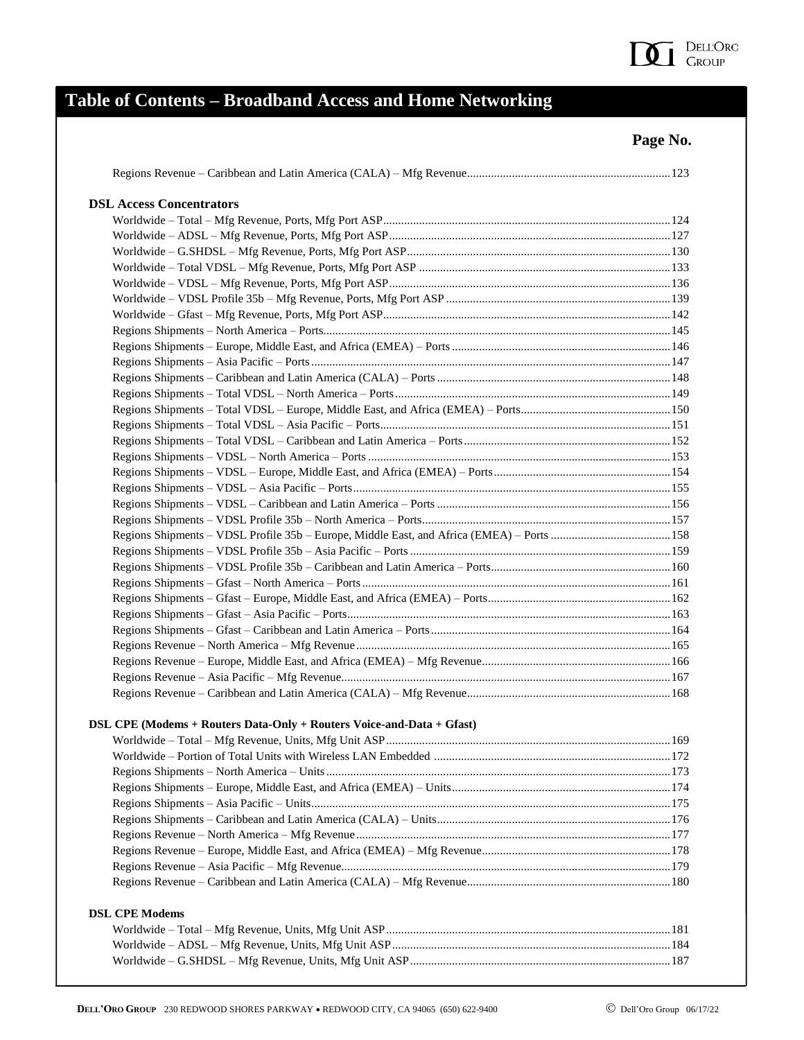# Table of Contents – Broadband Access and Home Networking

**Page No.**

Regions Revenue – Caribbean and Latin America (CALA) – Mfg Revenue ... 123

### DSL Access Concentrators

Worldwide – Total – Mfg Revenue, Ports, Mfg Port ASP ... 124
Worldwide – ADSL – Mfg Revenue, Ports, Mfg Port ASP ... 127
Worldwide – G.SHDSL – Mfg Revenue, Ports, Mfg Port ASP ... 130
Worldwide – Total VDSL – Mfg Revenue, Ports, Mfg Port ASP ... 133
Worldwide – VDSL – Mfg Revenue, Ports, Mfg Port ASP ... 136
Worldwide – VDSL Profile 35b – Mfg Revenue, Ports, Mfg Port ASP ... 139
Worldwide – Gfast – Mfg Revenue, Ports, Mfg Port ASP ... 142
Regions Shipments – North America – Ports ... 145
Regions Shipments – Europe, Middle East, and Africa (EMEA) – Ports ... 146
Regions Shipments – Asia Pacific – Ports ... 147
Regions Shipments – Caribbean and Latin America (CALA) – Ports ... 148
Regions Shipments – Total VDSL – North America – Ports ... 149
Regions Shipments – Total VDSL – Europe, Middle East, and Africa (EMEA) – Ports ... 150
Regions Shipments – Total VDSL – Asia Pacific – Ports ... 151
Regions Shipments – Total VDSL – Caribbean and Latin America – Ports ... 152
Regions Shipments – VDSL – North America – Ports ... 153
Regions Shipments – VDSL – Europe, Middle East, and Africa (EMEA) – Ports ... 154
Regions Shipments – VDSL – Asia Pacific – Ports ... 155
Regions Shipments – VDSL – Caribbean and Latin America – Ports ... 156
Regions Shipments – VDSL Profile 35b – North America – Ports ... 157
Regions Shipments – VDSL Profile 35b – Europe, Middle East, and Africa (EMEA) – Ports ... 158
Regions Shipments – VDSL Profile 35b – Asia Pacific – Ports ... 159
Regions Shipments – VDSL Profile 35b – Caribbean and Latin America – Ports ... 160
Regions Shipments – Gfast – North America – Ports ... 161
Regions Shipments – Gfast – Europe, Middle East, and Africa (EMEA) – Ports ... 162
Regions Shipments – Gfast – Asia Pacific – Ports ... 163
Regions Shipments – Gfast – Caribbean and Latin America – Ports ... 164
Regions Revenue – North America – Mfg Revenue ... 165
Regions Revenue – Europe, Middle East, and Africa (EMEA) – Mfg Revenue ... 166
Regions Revenue – Asia Pacific – Mfg Revenue ... 167
Regions Revenue – Caribbean and Latin America (CALA) – Mfg Revenue ... 168

### DSL CPE (Modems + Routers Data-Only + Routers Voice-and-Data + Gfast)

Worldwide – Total – Mfg Revenue, Units, Mfg Unit ASP ... 169
Worldwide – Portion of Total Units with Wireless LAN Embedded ... 172
Regions Shipments – North America – Units ... 173
Regions Shipments – Europe, Middle East, and Africa (EMEA) – Units ... 174
Regions Shipments – Asia Pacific – Units ... 175
Regions Shipments – Caribbean and Latin America (CALA) – Units ... 176
Regions Revenue – North America – Mfg Revenue ... 177
Regions Revenue – Europe, Middle East, and Africa (EMEA) – Mfg Revenue ... 178
Regions Revenue – Asia Pacific – Mfg Revenue ... 179
Regions Revenue – Caribbean and Latin America (CALA) – Mfg Revenue ... 180

### DSL CPE Modems

Worldwide – Total – Mfg Revenue, Units, Mfg Unit ASP ... 181
Worldwide – ADSL – Mfg Revenue, Units, Mfg Unit ASP ... 184
Worldwide – G.SHDSL – Mfg Revenue, Units, Mfg Unit ASP ... 187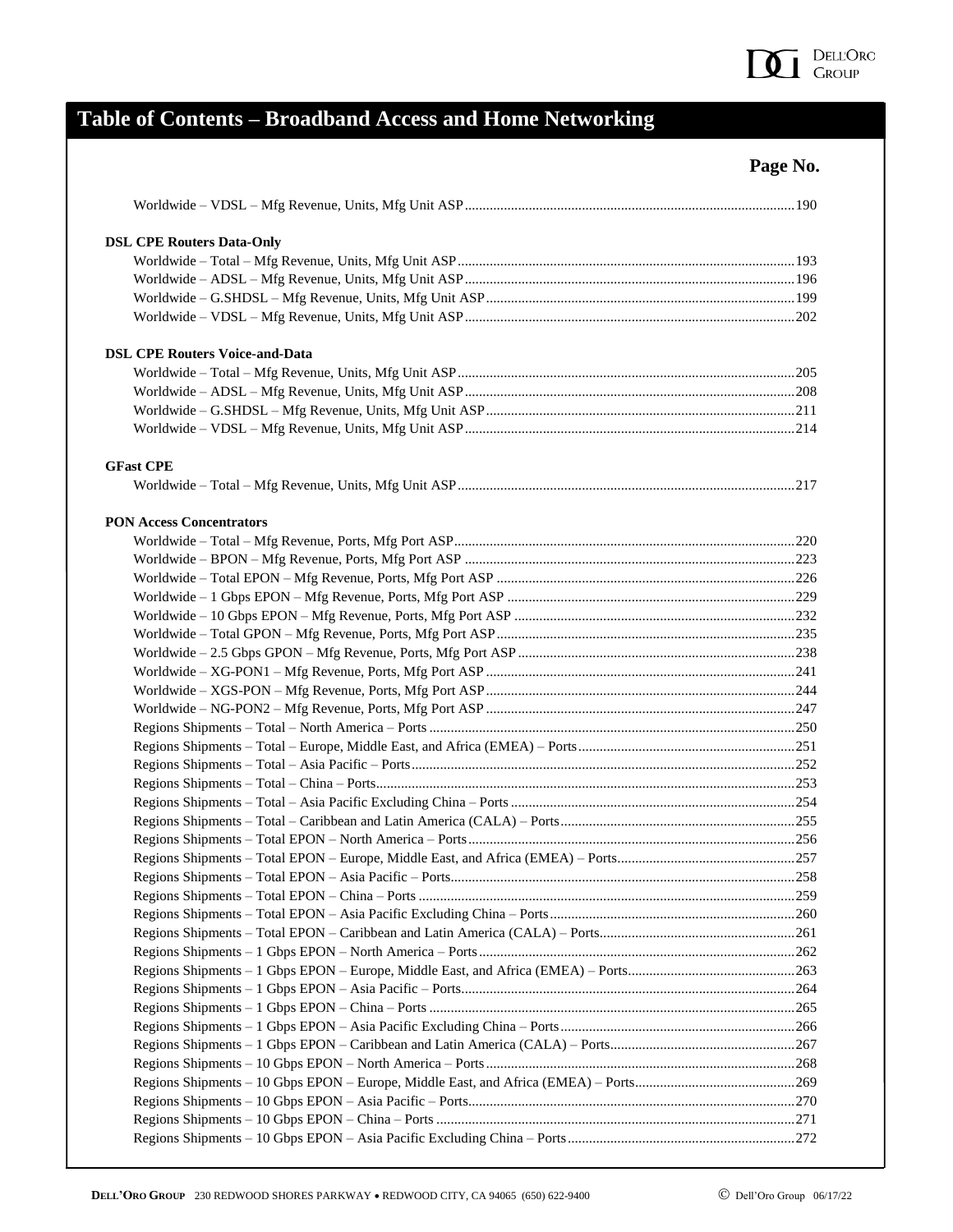# Table of Contents – Broadband Access and Home Networking

**Page No.**

Worldwide – VDSL – Mfg Revenue, Units, Mfg Unit ASP.....190

**DSL CPE Routers Data-Only**

Worldwide – Total – Mfg Revenue, Units, Mfg Unit ASP.....193
Worldwide – ADSL – Mfg Revenue, Units, Mfg Unit ASP.....196
Worldwide – G.SHDSL – Mfg Revenue, Units, Mfg Unit ASP.....199
Worldwide – VDSL – Mfg Revenue, Units, Mfg Unit ASP.....202

**DSL CPE Routers Voice-and-Data**

Worldwide – Total – Mfg Revenue, Units, Mfg Unit ASP.....205
Worldwide – ADSL – Mfg Revenue, Units, Mfg Unit ASP.....208
Worldwide – G.SHDSL – Mfg Revenue, Units, Mfg Unit ASP.....211
Worldwide – VDSL – Mfg Revenue, Units, Mfg Unit ASP.....214

**GFast CPE**

Worldwide – Total – Mfg Revenue, Units, Mfg Unit ASP.....217

**PON Access Concentrators**

Worldwide – Total – Mfg Revenue, Ports, Mfg Port ASP.....220
Worldwide – BPON – Mfg Revenue, Ports, Mfg Port ASP.....223
Worldwide – Total EPON – Mfg Revenue, Ports, Mfg Port ASP.....226
Worldwide – 1 Gbps EPON – Mfg Revenue, Ports, Mfg Port ASP.....229
Worldwide – 10 Gbps EPON – Mfg Revenue, Ports, Mfg Port ASP.....232
Worldwide – Total GPON – Mfg Revenue, Ports, Mfg Port ASP.....235
Worldwide – 2.5 Gbps GPON – Mfg Revenue, Ports, Mfg Port ASP.....238
Worldwide – XG-PON1 – Mfg Revenue, Ports, Mfg Port ASP.....241
Worldwide – XGS-PON – Mfg Revenue, Ports, Mfg Port ASP.....244
Worldwide – NG-PON2 – Mfg Revenue, Ports, Mfg Port ASP.....247
Regions Shipments – Total – North America – Ports.....250
Regions Shipments – Total – Europe, Middle East, and Africa (EMEA) – Ports.....251
Regions Shipments – Total – Asia Pacific – Ports.....252
Regions Shipments – Total – China – Ports.....253
Regions Shipments – Total – Asia Pacific Excluding China – Ports.....254
Regions Shipments – Total – Caribbean and Latin America (CALA) – Ports.....255
Regions Shipments – Total EPON – North America – Ports.....256
Regions Shipments – Total EPON – Europe, Middle East, and Africa (EMEA) – Ports.....257
Regions Shipments – Total EPON – Asia Pacific – Ports.....258
Regions Shipments – Total EPON – China – Ports.....259
Regions Shipments – Total EPON – Asia Pacific Excluding China – Ports.....260
Regions Shipments – Total EPON – Caribbean and Latin America (CALA) – Ports.....261
Regions Shipments – 1 Gbps EPON – North America – Ports.....262
Regions Shipments – 1 Gbps EPON – Europe, Middle East, and Africa (EMEA) – Ports.....263
Regions Shipments – 1 Gbps EPON – Asia Pacific – Ports.....264
Regions Shipments – 1 Gbps EPON – China – Ports.....265
Regions Shipments – 1 Gbps EPON – Asia Pacific Excluding China – Ports.....266
Regions Shipments – 1 Gbps EPON – Caribbean and Latin America (CALA) – Ports.....267
Regions Shipments – 10 Gbps EPON – North America – Ports.....268
Regions Shipments – 10 Gbps EPON – Europe, Middle East, and Africa (EMEA) – Ports.....269
Regions Shipments – 10 Gbps EPON – Asia Pacific – Ports.....270
Regions Shipments – 10 Gbps EPON – China – Ports.....271
Regions Shipments – 10 Gbps EPON – Asia Pacific Excluding China – Ports.....272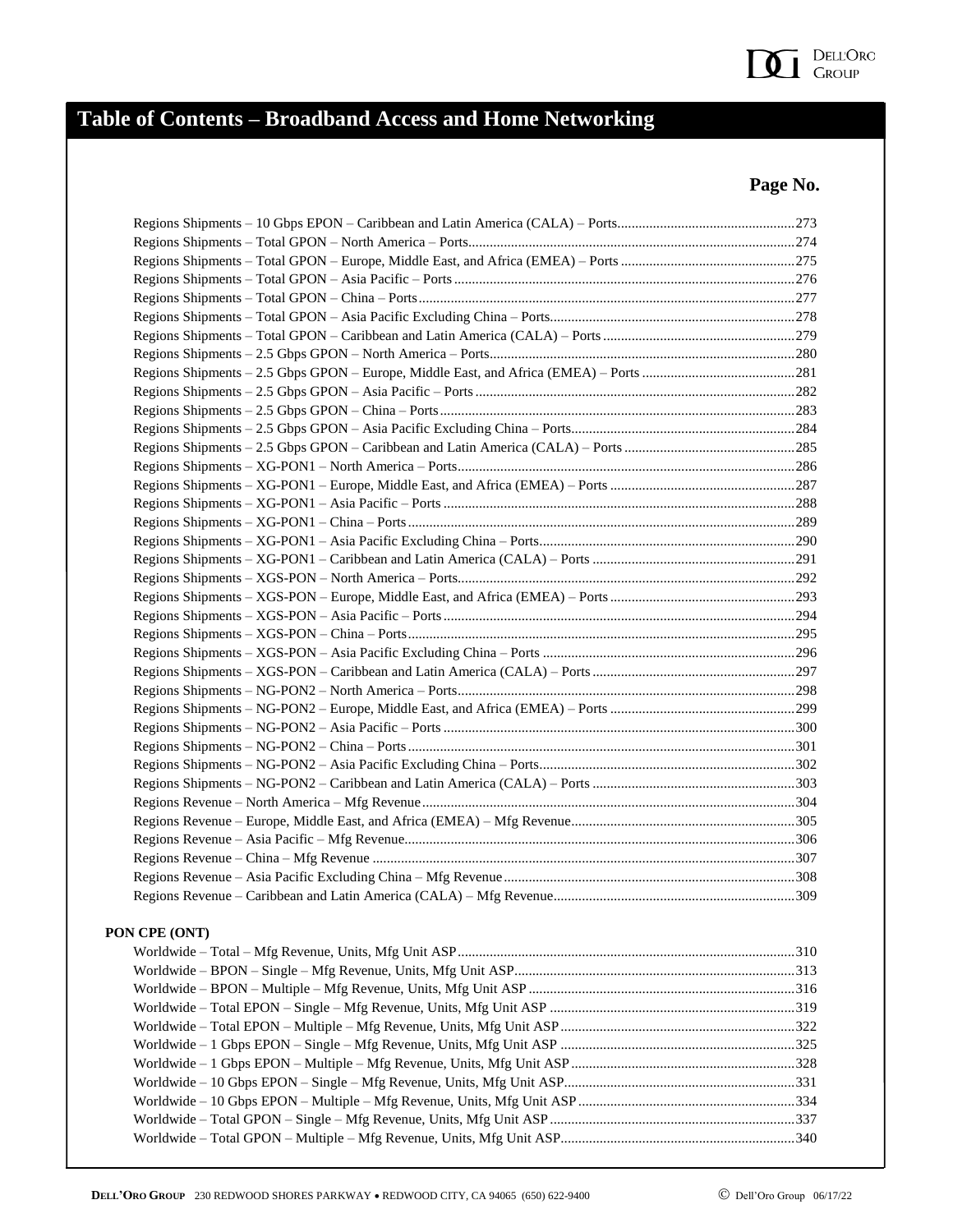# Table of Contents – Broadband Access and Home Networking

**Page No.**

Regions Shipments – 10 Gbps EPON – Caribbean and Latin America (CALA) – Ports....273
Regions Shipments – Total GPON – North America – Ports....274
Regions Shipments – Total GPON – Europe, Middle East, and Africa (EMEA) – Ports....275
Regions Shipments – Total GPON – Asia Pacific – Ports....276
Regions Shipments – Total GPON – China – Ports....277
Regions Shipments – Total GPON – Asia Pacific Excluding China – Ports....278
Regions Shipments – Total GPON – Caribbean and Latin America (CALA) – Ports....279
Regions Shipments – 2.5 Gbps GPON – North America – Ports....280
Regions Shipments – 2.5 Gbps GPON – Europe, Middle East, and Africa (EMEA) – Ports....281
Regions Shipments – 2.5 Gbps GPON – Asia Pacific – Ports....282
Regions Shipments – 2.5 Gbps GPON – China – Ports....283
Regions Shipments – 2.5 Gbps GPON – Asia Pacific Excluding China – Ports....284
Regions Shipments – 2.5 Gbps GPON – Caribbean and Latin America (CALA) – Ports....285
Regions Shipments – XG-PON1 – North America – Ports....286
Regions Shipments – XG-PON1 – Europe, Middle East, and Africa (EMEA) – Ports....287
Regions Shipments – XG-PON1 – Asia Pacific – Ports....288
Regions Shipments – XG-PON1 – China – Ports....289
Regions Shipments – XG-PON1 – Asia Pacific Excluding China – Ports....290
Regions Shipments – XG-PON1 – Caribbean and Latin America (CALA) – Ports....291
Regions Shipments – XGS-PON – North America – Ports....292
Regions Shipments – XGS-PON – Europe, Middle East, and Africa (EMEA) – Ports....293
Regions Shipments – XGS-PON – Asia Pacific – Ports....294
Regions Shipments – XGS-PON – China – Ports....295
Regions Shipments – XGS-PON – Asia Pacific Excluding China – Ports....296
Regions Shipments – XGS-PON – Caribbean and Latin America (CALA) – Ports....297
Regions Shipments – NG-PON2 – North America – Ports....298
Regions Shipments – NG-PON2 – Europe, Middle East, and Africa (EMEA) – Ports....299
Regions Shipments – NG-PON2 – Asia Pacific – Ports....300
Regions Shipments – NG-PON2 – China – Ports....301
Regions Shipments – NG-PON2 – Asia Pacific Excluding China – Ports....302
Regions Shipments – NG-PON2 – Caribbean and Latin America (CALA) – Ports....303
Regions Revenue – North America – Mfg Revenue....304
Regions Revenue – Europe, Middle East, and Africa (EMEA) – Mfg Revenue....305
Regions Revenue – Asia Pacific – Mfg Revenue....306
Regions Revenue – China – Mfg Revenue....307
Regions Revenue – Asia Pacific Excluding China – Mfg Revenue....308
Regions Revenue – Caribbean and Latin America (CALA) – Mfg Revenue....309

**PON CPE (ONT)**

Worldwide – Total – Mfg Revenue, Units, Mfg Unit ASP....310
Worldwide – BPON – Single – Mfg Revenue, Units, Mfg Unit ASP....313
Worldwide – BPON – Multiple – Mfg Revenue, Units, Mfg Unit ASP....316
Worldwide – Total EPON – Single – Mfg Revenue, Units, Mfg Unit ASP....319
Worldwide – Total EPON – Multiple – Mfg Revenue, Units, Mfg Unit ASP....322
Worldwide – 1 Gbps EPON – Single – Mfg Revenue, Units, Mfg Unit ASP....325
Worldwide – 1 Gbps EPON – Multiple – Mfg Revenue, Units, Mfg Unit ASP....328
Worldwide – 10 Gbps EPON – Single – Mfg Revenue, Units, Mfg Unit ASP....331
Worldwide – 10 Gbps EPON – Multiple – Mfg Revenue, Units, Mfg Unit ASP....334
Worldwide – Total GPON – Single – Mfg Revenue, Units, Mfg Unit ASP....337
Worldwide – Total GPON – Multiple – Mfg Revenue, Units, Mfg Unit ASP....340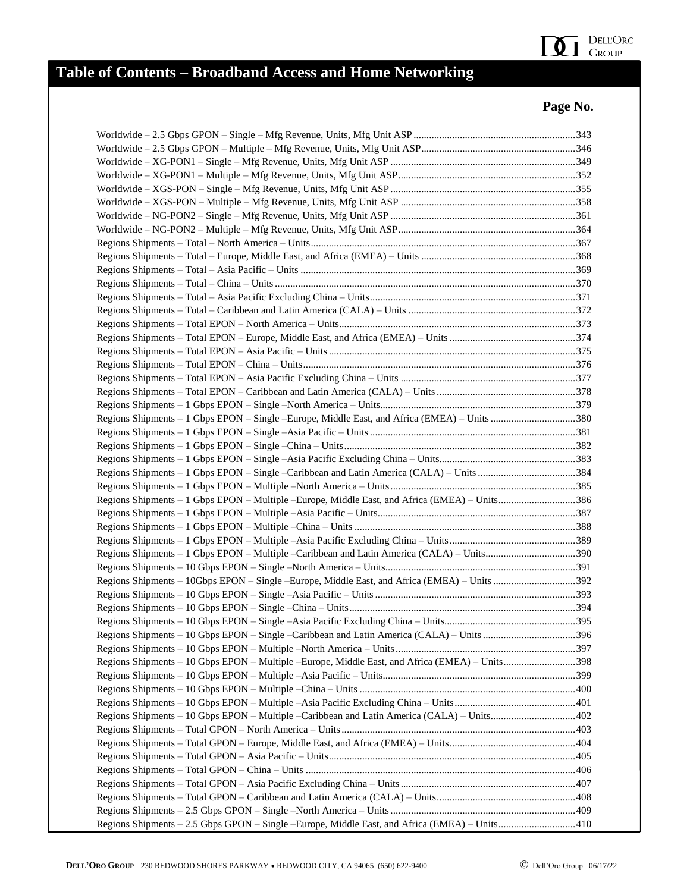# Table of Contents – Broadband Access and Home Networking

**Page No.**

Worldwide – 2.5 Gbps GPON – Single – Mfg Revenue, Units, Mfg Unit ASP ....343
Worldwide – 2.5 Gbps GPON – Multiple – Mfg Revenue, Units, Mfg Unit ASP....346
Worldwide – XG-PON1 – Single – Mfg Revenue, Units, Mfg Unit ASP ....349
Worldwide – XG-PON1 – Multiple – Mfg Revenue, Units, Mfg Unit ASP....352
Worldwide – XGS-PON – Single – Mfg Revenue, Units, Mfg Unit ASP ....355
Worldwide – XGS-PON – Multiple – Mfg Revenue, Units, Mfg Unit ASP ....358
Worldwide – NG-PON2 – Single – Mfg Revenue, Units, Mfg Unit ASP ....361
Worldwide – NG-PON2 – Multiple – Mfg Revenue, Units, Mfg Unit ASP....364
Regions Shipments – Total – North America – Units....367
Regions Shipments – Total – Europe, Middle East, and Africa (EMEA) – Units ....368
Regions Shipments – Total – Asia Pacific – Units ....369
Regions Shipments – Total – China – Units ....370
Regions Shipments – Total – Asia Pacific Excluding China – Units....371
Regions Shipments – Total – Caribbean and Latin America (CALA) – Units ....372
Regions Shipments – Total EPON – North America – Units....373
Regions Shipments – Total EPON – Europe, Middle East, and Africa (EMEA) – Units ....374
Regions Shipments – Total EPON – Asia Pacific – Units ....375
Regions Shipments – Total EPON – China – Units....376
Regions Shipments – Total EPON – Asia Pacific Excluding China – Units ....377
Regions Shipments – Total EPON – Caribbean and Latin America (CALA) – Units ....378
Regions Shipments – 1 Gbps EPON – Single –North America – Units....379
Regions Shipments – 1 Gbps EPON – Single –Europe, Middle East, and Africa (EMEA) – Units ....380
Regions Shipments – 1 Gbps EPON – Single –Asia Pacific – Units ....381
Regions Shipments – 1 Gbps EPON – Single –China – Units....382
Regions Shipments – 1 Gbps EPON – Single –Asia Pacific Excluding China – Units....383
Regions Shipments – 1 Gbps EPON – Single –Caribbean and Latin America (CALA) – Units ....384
Regions Shipments – 1 Gbps EPON – Multiple –North America – Units ....385
Regions Shipments – 1 Gbps EPON – Multiple –Europe, Middle East, and Africa (EMEA) – Units....386
Regions Shipments – 1 Gbps EPON – Multiple –Asia Pacific – Units....387
Regions Shipments – 1 Gbps EPON – Multiple –China – Units ....388
Regions Shipments – 1 Gbps EPON – Multiple –Asia Pacific Excluding China – Units ....389
Regions Shipments – 1 Gbps EPON – Multiple –Caribbean and Latin America (CALA) – Units....390
Regions Shipments – 10 Gbps EPON – Single –North America – Units....391
Regions Shipments – 10Gbps EPON – Single –Europe, Middle East, and Africa (EMEA) – Units ....392
Regions Shipments – 10 Gbps EPON – Single –Asia Pacific – Units ....393
Regions Shipments – 10 Gbps EPON – Single –China – Units....394
Regions Shipments – 10 Gbps EPON – Single –Asia Pacific Excluding China – Units....395
Regions Shipments – 10 Gbps EPON – Single –Caribbean and Latin America (CALA) – Units ....396
Regions Shipments – 10 Gbps EPON – Multiple –North America – Units ....397
Regions Shipments – 10 Gbps EPON – Multiple –Europe, Middle East, and Africa (EMEA) – Units....398
Regions Shipments – 10 Gbps EPON – Multiple –Asia Pacific – Units....399
Regions Shipments – 10 Gbps EPON – Multiple –China – Units ....400
Regions Shipments – 10 Gbps EPON – Multiple –Asia Pacific Excluding China – Units....401
Regions Shipments – 10 Gbps EPON – Multiple –Caribbean and Latin America (CALA) – Units....402
Regions Shipments – Total GPON – North America – Units ....403
Regions Shipments – Total GPON – Europe, Middle East, and Africa (EMEA) – Units....404
Regions Shipments – Total GPON – Asia Pacific – Units....405
Regions Shipments – Total GPON – China – Units ....406
Regions Shipments – Total GPON – Asia Pacific Excluding China – Units ....407
Regions Shipments – Total GPON – Caribbean and Latin America (CALA) – Units....408
Regions Shipments – 2.5 Gbps GPON – Single –North America – Units ....409
Regions Shipments – 2.5 Gbps GPON – Single –Europe, Middle East, and Africa (EMEA) – Units....410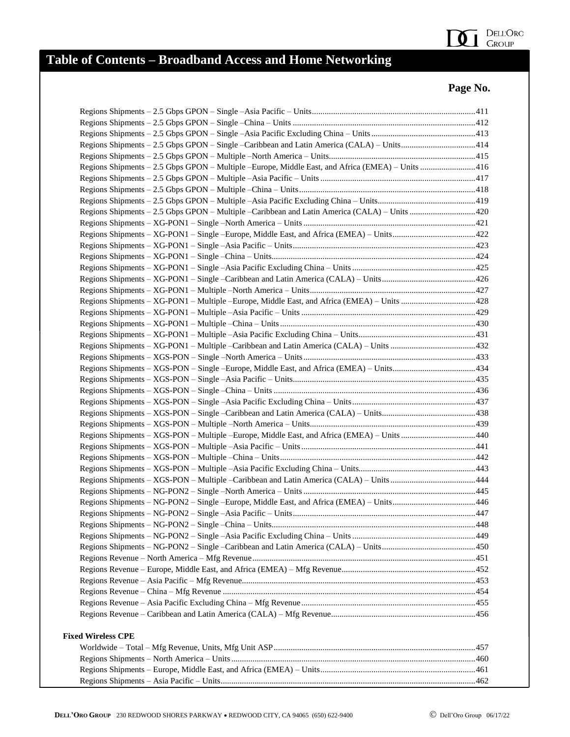# Table of Contents – Broadband Access and Home Networking

**Page No.**

Regions Shipments – 2.5 Gbps GPON – Single –Asia Pacific – Units ............ 411
Regions Shipments – 2.5 Gbps GPON – Single –China – Units ............ 412
Regions Shipments – 2.5 Gbps GPON – Single –Asia Pacific Excluding China – Units ............ 413
Regions Shipments – 2.5 Gbps GPON – Single –Caribbean and Latin America (CALA) – Units ............ 414
Regions Shipments – 2.5 Gbps GPON – Multiple –North America – Units ............ 415
Regions Shipments – 2.5 Gbps GPON – Multiple –Europe, Middle East, and Africa (EMEA) – Units ............ 416
Regions Shipments – 2.5 Gbps GPON – Multiple –Asia Pacific – Units ............ 417
Regions Shipments – 2.5 Gbps GPON – Multiple –China – Units ............ 418
Regions Shipments – 2.5 Gbps GPON – Multiple –Asia Pacific Excluding China – Units ............ 419
Regions Shipments – 2.5 Gbps GPON – Multiple –Caribbean and Latin America (CALA) – Units ............ 420
Regions Shipments – XG-PON1 – Single –North America – Units ............ 421
Regions Shipments – XG-PON1 – Single –Europe, Middle East, and Africa (EMEA) – Units ............ 422
Regions Shipments – XG-PON1 – Single –Asia Pacific – Units ............ 423
Regions Shipments – XG-PON1 – Single –China – Units ............ 424
Regions Shipments – XG-PON1 – Single –Asia Pacific Excluding China – Units ............ 425
Regions Shipments – XG-PON1 – Single –Caribbean and Latin America (CALA) – Units ............ 426
Regions Shipments – XG-PON1 – Multiple –North America – Units ............ 427
Regions Shipments – XG-PON1 – Multiple –Europe, Middle East, and Africa (EMEA) – Units ............ 428
Regions Shipments – XG-PON1 – Multiple –Asia Pacific – Units ............ 429
Regions Shipments – XG-PON1 – Multiple –China – Units ............ 430
Regions Shipments – XG-PON1 – Multiple –Asia Pacific Excluding China – Units ............ 431
Regions Shipments – XG-PON1 – Multiple –Caribbean and Latin America (CALA) – Units ............ 432
Regions Shipments – XGS-PON – Single –North America – Units ............ 433
Regions Shipments – XGS-PON – Single –Europe, Middle East, and Africa (EMEA) – Units ............ 434
Regions Shipments – XGS-PON – Single –Asia Pacific – Units ............ 435
Regions Shipments – XGS-PON – Single –China – Units ............ 436
Regions Shipments – XGS-PON – Single –Asia Pacific Excluding China – Units ............ 437
Regions Shipments – XGS-PON – Single –Caribbean and Latin America (CALA) – Units ............ 438
Regions Shipments – XGS-PON – Multiple –North America – Units ............ 439
Regions Shipments – XGS-PON – Multiple –Europe, Middle East, and Africa (EMEA) – Units ............ 440
Regions Shipments – XGS-PON – Multiple –Asia Pacific – Units ............ 441
Regions Shipments – XGS-PON – Multiple –China – Units ............ 442
Regions Shipments – XGS-PON – Multiple –Asia Pacific Excluding China – Units ............ 443
Regions Shipments – XGS-PON – Multiple –Caribbean and Latin America (CALA) – Units ............ 444
Regions Shipments – NG-PON2 – Single –North America – Units ............ 445
Regions Shipments – NG-PON2 – Single –Europe, Middle East, and Africa (EMEA) – Units ............ 446
Regions Shipments – NG-PON2 – Single –Asia Pacific – Units ............ 447
Regions Shipments – NG-PON2 – Single –China – Units ............ 448
Regions Shipments – NG-PON2 – Single –Asia Pacific Excluding China – Units ............ 449
Regions Shipments – NG-PON2 – Single –Caribbean and Latin America (CALA) – Units ............ 450
Regions Revenue – North America – Mfg Revenue ............ 451
Regions Revenue – Europe, Middle East, and Africa (EMEA) – Mfg Revenue ............ 452
Regions Revenue – Asia Pacific – Mfg Revenue ............ 453
Regions Revenue – China – Mfg Revenue ............ 454
Regions Revenue – Asia Pacific Excluding China – Mfg Revenue ............ 455
Regions Revenue – Caribbean and Latin America (CALA) – Mfg Revenue ............ 456

**Fixed Wireless CPE**

Worldwide – Total – Mfg Revenue, Units, Mfg Unit ASP ............ 457
Regions Shipments – North America – Units ............ 460
Regions Shipments – Europe, Middle East, and Africa (EMEA) – Units ............ 461
Regions Shipments – Asia Pacific – Units ............ 462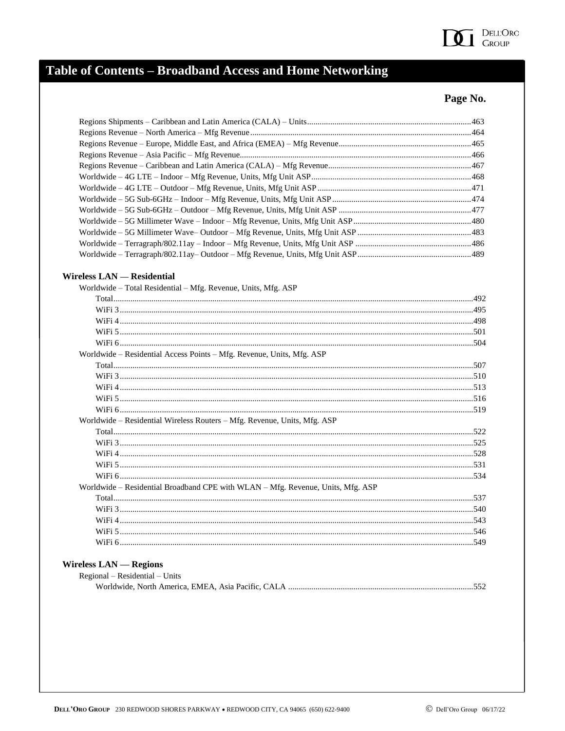# Table of Contents – Broadband Access and Home Networking

**Page No.**

Regions Shipments – Caribbean and Latin America (CALA) – Units .......... 463
Regions Revenue – North America – Mfg Revenue .......... 464
Regions Revenue – Europe, Middle East, and Africa (EMEA) – Mfg Revenue .......... 465
Regions Revenue – Asia Pacific – Mfg Revenue .......... 466
Regions Revenue – Caribbean and Latin America (CALA) – Mfg Revenue .......... 467
Worldwide – 4G LTE – Indoor – Mfg Revenue, Units, Mfg Unit ASP .......... 468
Worldwide – 4G LTE – Outdoor – Mfg Revenue, Units, Mfg Unit ASP .......... 471
Worldwide – 5G Sub-6GHz – Indoor – Mfg Revenue, Units, Mfg Unit ASP .......... 474
Worldwide – 5G Sub-6GHz – Outdoor – Mfg Revenue, Units, Mfg Unit ASP .......... 477
Worldwide – 5G Millimeter Wave – Indoor – Mfg Revenue, Units, Mfg Unit ASP .......... 480
Worldwide – 5G Millimeter Wave– Outdoor – Mfg Revenue, Units, Mfg Unit ASP .......... 483
Worldwide – Terragraph/802.11ay – Indoor – Mfg Revenue, Units, Mfg Unit ASP .......... 486
Worldwide – Terragraph/802.11ay– Outdoor – Mfg Revenue, Units, Mfg Unit ASP .......... 489

## Wireless LAN — Residential

Worldwide – Total Residential – Mfg. Revenue, Units, Mfg. ASP
- Total .......... 492
- WiFi 3 .......... 495
- WiFi 4 .......... 498
- WiFi 5 .......... 501
- WiFi 6 .......... 504

Worldwide – Residential Access Points – Mfg. Revenue, Units, Mfg. ASP
- Total .......... 507
- WiFi 3 .......... 510
- WiFi 4 .......... 513
- WiFi 5 .......... 516
- WiFi 6 .......... 519

Worldwide – Residential Wireless Routers – Mfg. Revenue, Units, Mfg. ASP
- Total .......... 522
- WiFi 3 .......... 525
- WiFi 4 .......... 528
- WiFi 5 .......... 531
- WiFi 6 .......... 534

Worldwide – Residential Broadband CPE with WLAN – Mfg. Revenue, Units, Mfg. ASP
- Total .......... 537
- WiFi 3 .......... 540
- WiFi 4 .......... 543
- WiFi 5 .......... 546
- WiFi 6 .......... 549

## Wireless LAN — Regions

Regional – Residential – Units
- Worldwide, North America, EMEA, Asia Pacific, CALA .......... 552